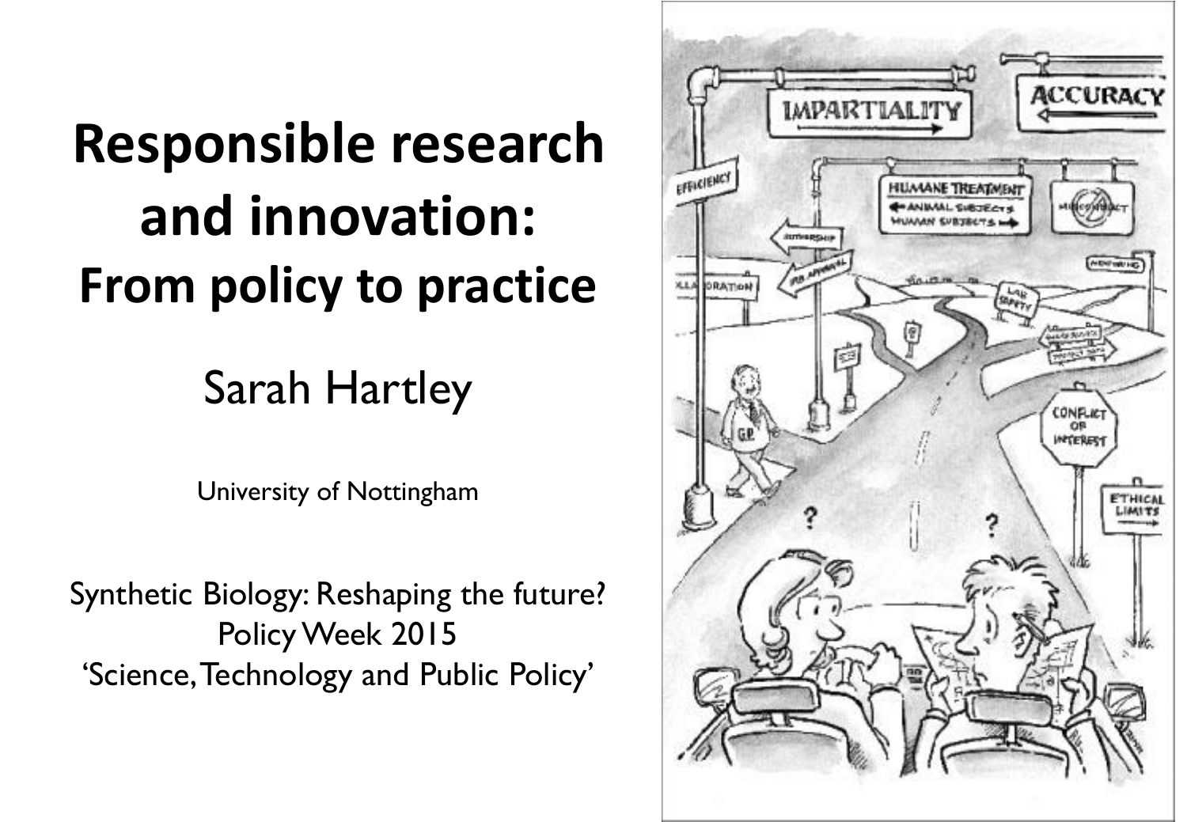# Responsible research and innovation: From policy to practice

Sarah Hartley

University of Nottingham

Synthetic Biology: Reshaping the future?
Policy Week 2015
'Science, Technology and Public Policy'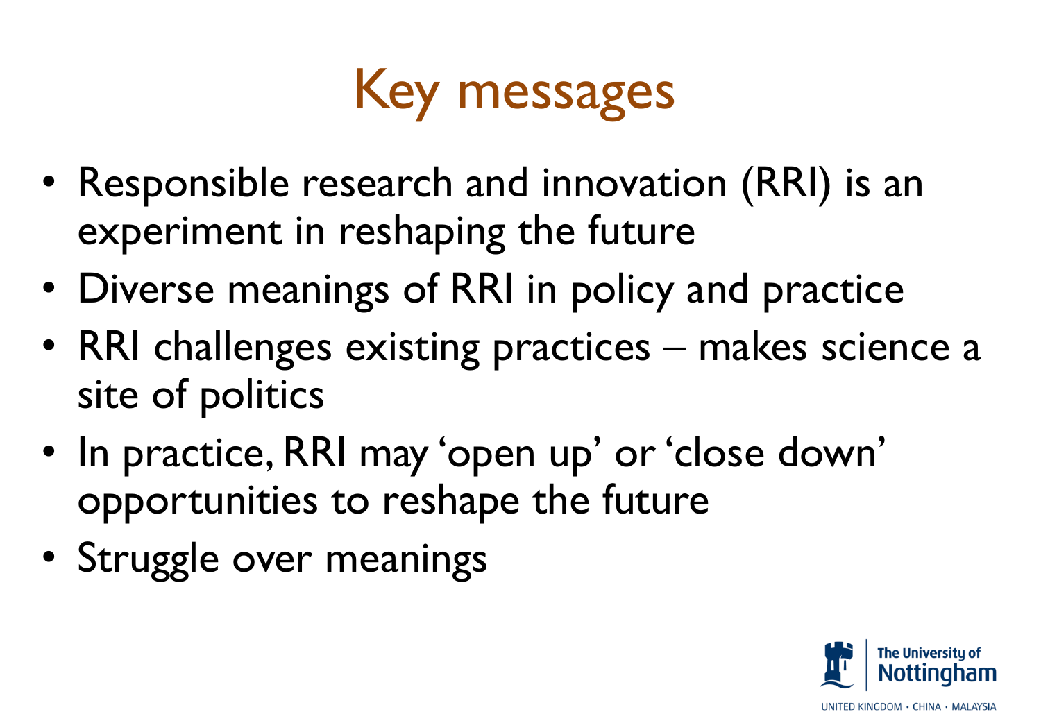# Key messages

- Responsible research and innovation (RRI) is an experiment in reshaping the future
- Diverse meanings of RRI in policy and practice
- RRI challenges existing practices – makes science a site of politics
- In practice, RRI may 'open up' or 'close down' opportunities to reshape the future
- Struggle over meanings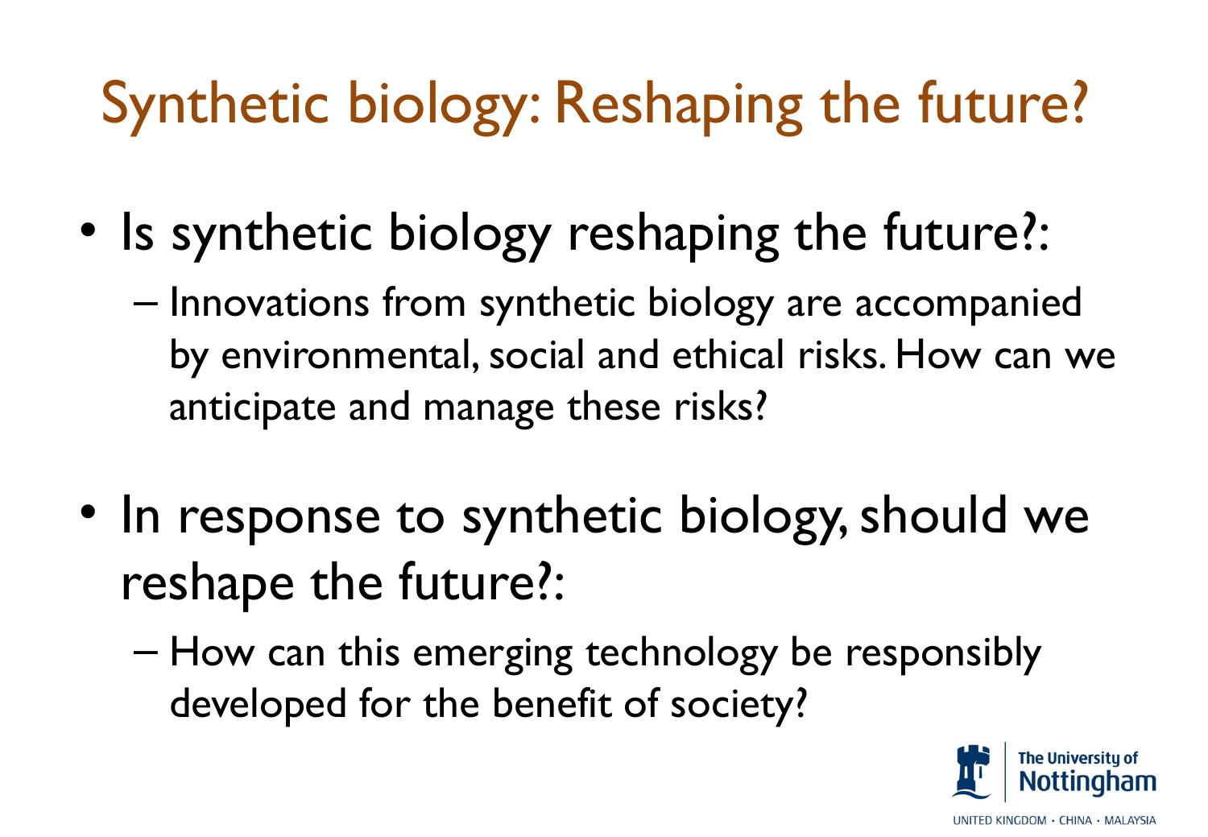# Synthetic biology: Reshaping the future?

- Is synthetic biology reshaping the future?:
  - Innovations from synthetic biology are accompanied by environmental, social and ethical risks. How can we anticipate and manage these risks?
- In response to synthetic biology, should we reshape the future?:
  - How can this emerging technology be responsibly developed for the benefit of society?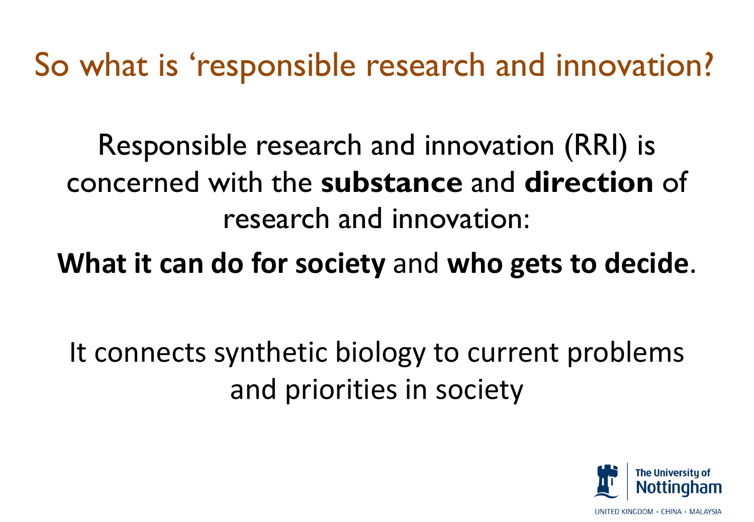# So what is 'responsible research and innovation?

Responsible research and innovation (RRI) is concerned with the **substance** and **direction** of research and innovation:

**What it can do for society** and **who gets to decide**.

It connects synthetic biology to current problems and priorities in society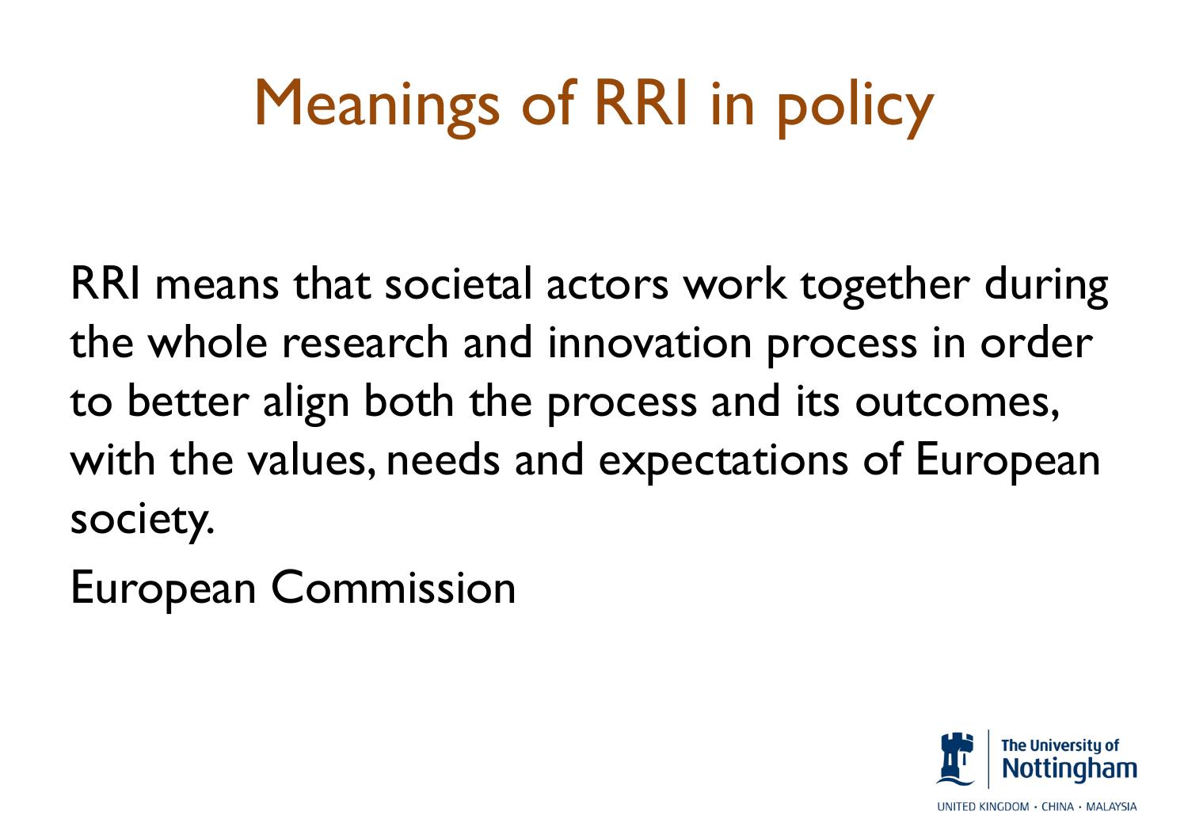# Meanings of RRI in policy

RRI means that societal actors work together during the whole research and innovation process in order to better align both the process and its outcomes, with the values, needs and expectations of European society.

European Commission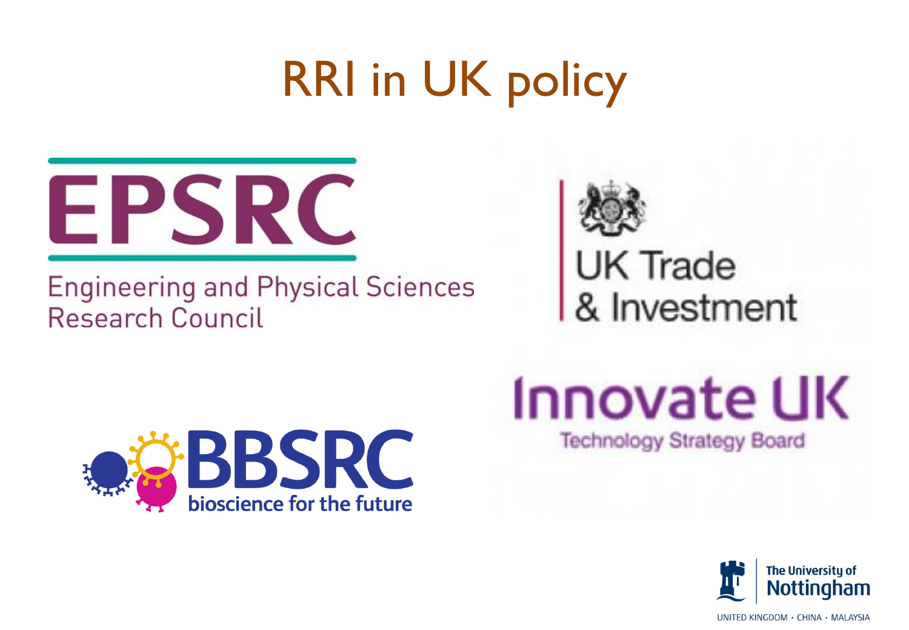# RRI in UK policy

EPSRC

Engineering and Physical Sciences Research Council

UK Trade & Investment

Innovate UK

Technology Strategy Board

BBSRC

bioscience for the future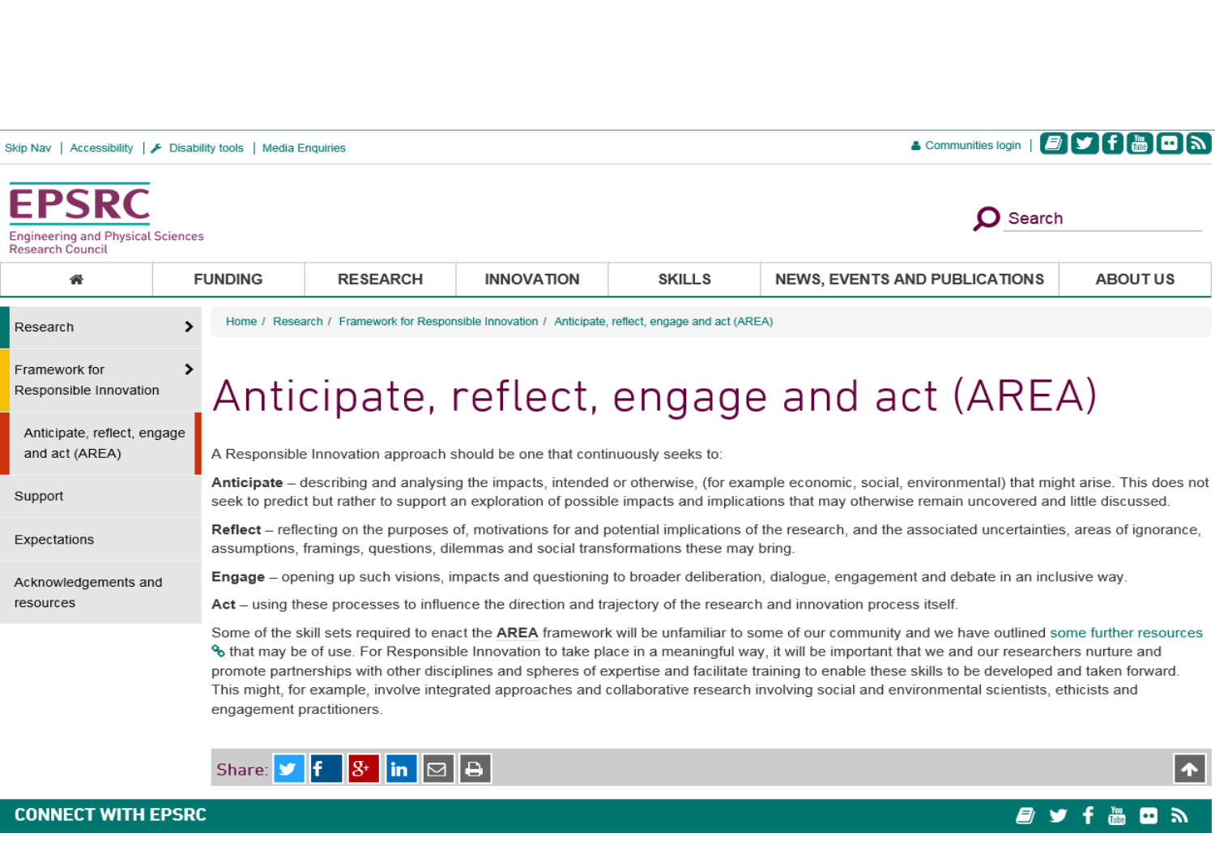Skip Nav | Accessibility | Disability tools | Media Enquiries

Communities login

EPSRC
Engineering and Physical Sciences Research Council

Search

FUNDING | RESEARCH | INNOVATION | SKILLS | NEWS, EVENTS AND PUBLICATIONS | ABOUT US

- Research
- Framework for Responsible Innovation
- Anticipate, reflect, engage and act (AREA)
- Support
- Expectations
- Acknowledgements and resources

Home / Research / Framework for Responsible Innovation / Anticipate, reflect, engage and act (AREA)

# Anticipate, reflect, engage and act (AREA)

A Responsible Innovation approach should be one that continuously seeks to:

**Anticipate** – describing and analysing the impacts, intended or otherwise, (for example economic, social, environmental) that might arise. This does not seek to predict but rather to support an exploration of possible impacts and implications that may otherwise remain uncovered and little discussed.

**Reflect** – reflecting on the purposes of, motivations for and potential implications of the research, and the associated uncertainties, areas of ignorance, assumptions, framings, questions, dilemmas and social transformations these may bring.

**Engage** – opening up such visions, impacts and questioning to broader deliberation, dialogue, engagement and debate in an inclusive way.

**Act** – using these processes to influence the direction and trajectory of the research and innovation process itself.

Some of the skill sets required to enact the **AREA** framework will be unfamiliar to some of our community and we have outlined some further resources that may be of use. For Responsible Innovation to take place in a meaningful way, it will be important that we and our researchers nurture and promote partnerships with other disciplines and spheres of expertise and facilitate training to enable these skills to be developed and taken forward. This might, for example, involve integrated approaches and collaborative research involving social and environmental scientists, ethicists and engagement practitioners.

Share:

CONNECT WITH EPSRC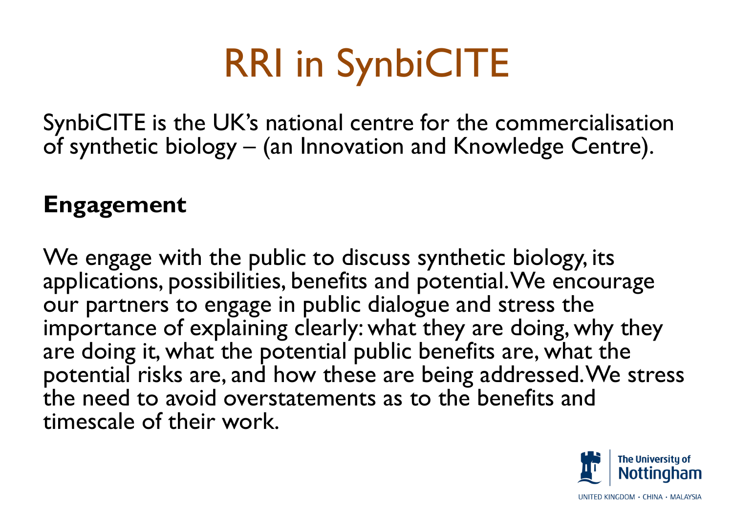# RRI in SynbiCITE

SynbiCITE is the UK's national centre for the commercialisation of synthetic biology – (an Innovation and Knowledge Centre).

**Engagement**

We engage with the public to discuss synthetic biology, its applications, possibilities, benefits and potential. We encourage our partners to engage in public dialogue and stress the importance of explaining clearly: what they are doing, why they are doing it, what the potential public benefits are, what the potential risks are, and how these are being addressed. We stress the need to avoid overstatements as to the benefits and timescale of their work.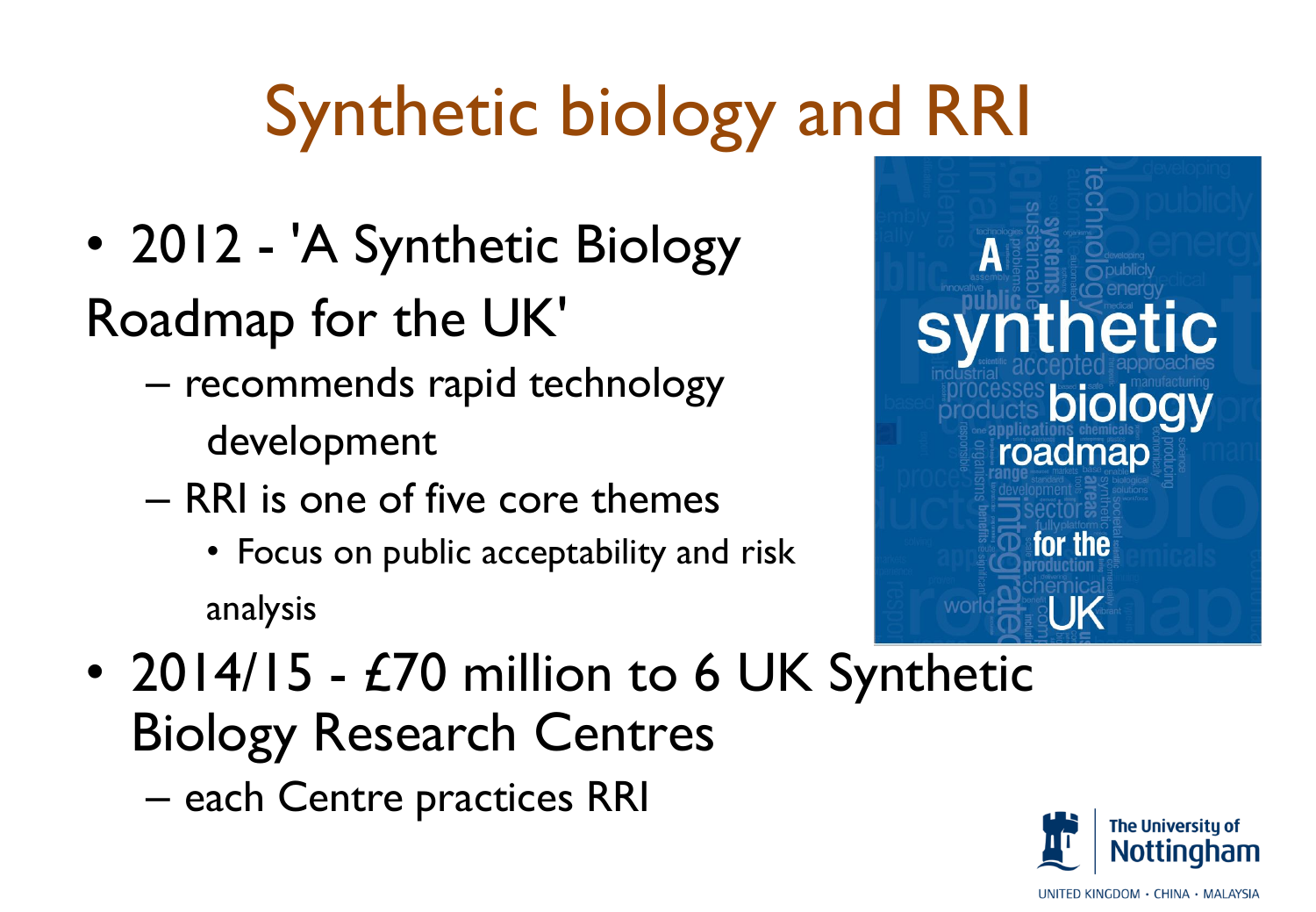# Synthetic biology and RRI

- 2012 - 'A Synthetic Biology Roadmap for the UK'
  - recommends rapid technology development
  - RRI is one of five core themes
    - Focus on public acceptability and risk analysis
- 2014/15 - £70 million to 6 UK Synthetic Biology Research Centres
  - each Centre practices RRI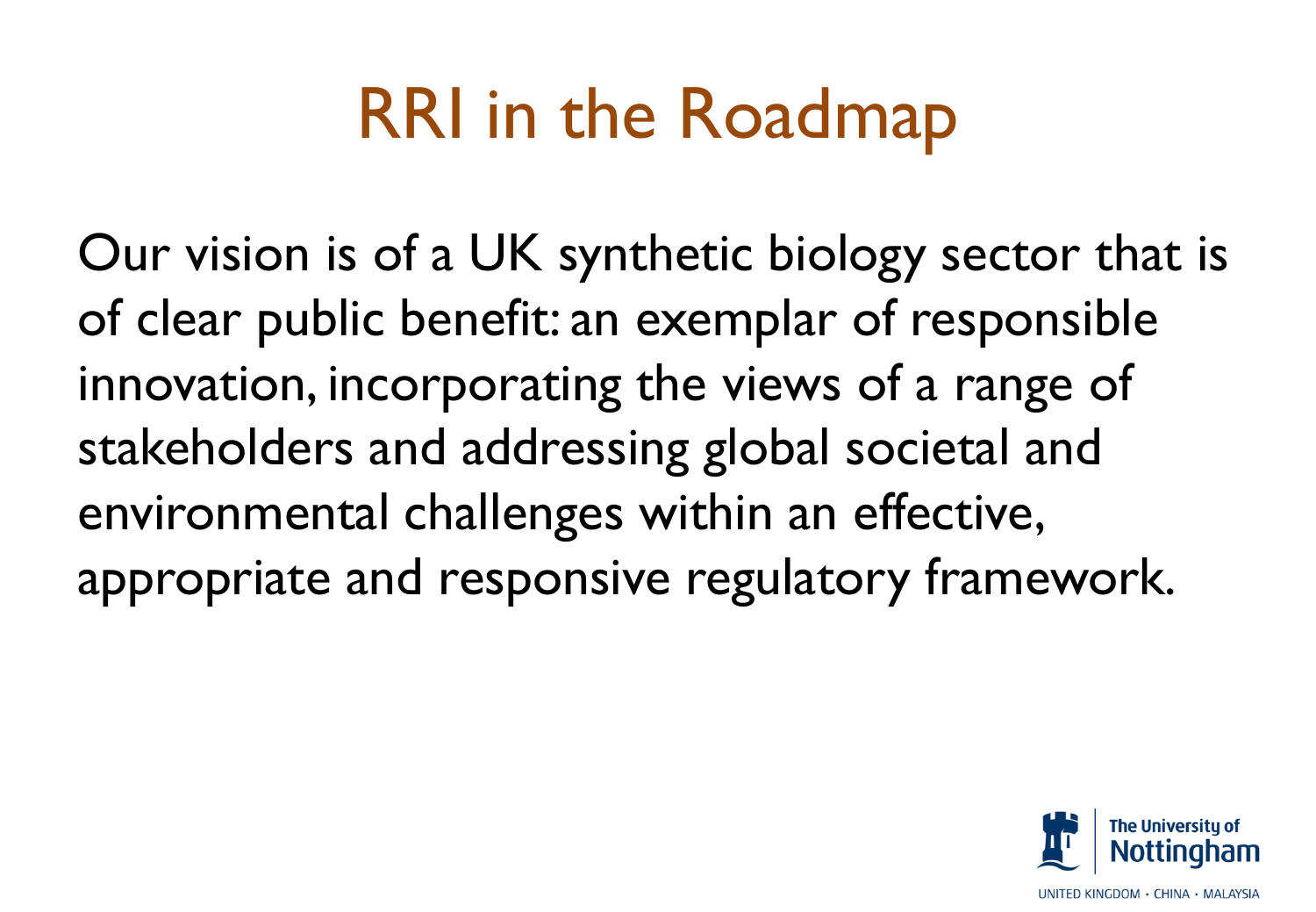# RRI in the Roadmap

Our vision is of a UK synthetic biology sector that is of clear public benefit: an exemplar of responsible innovation, incorporating the views of a range of stakeholders and addressing global societal and environmental challenges within an effective, appropriate and responsive regulatory framework.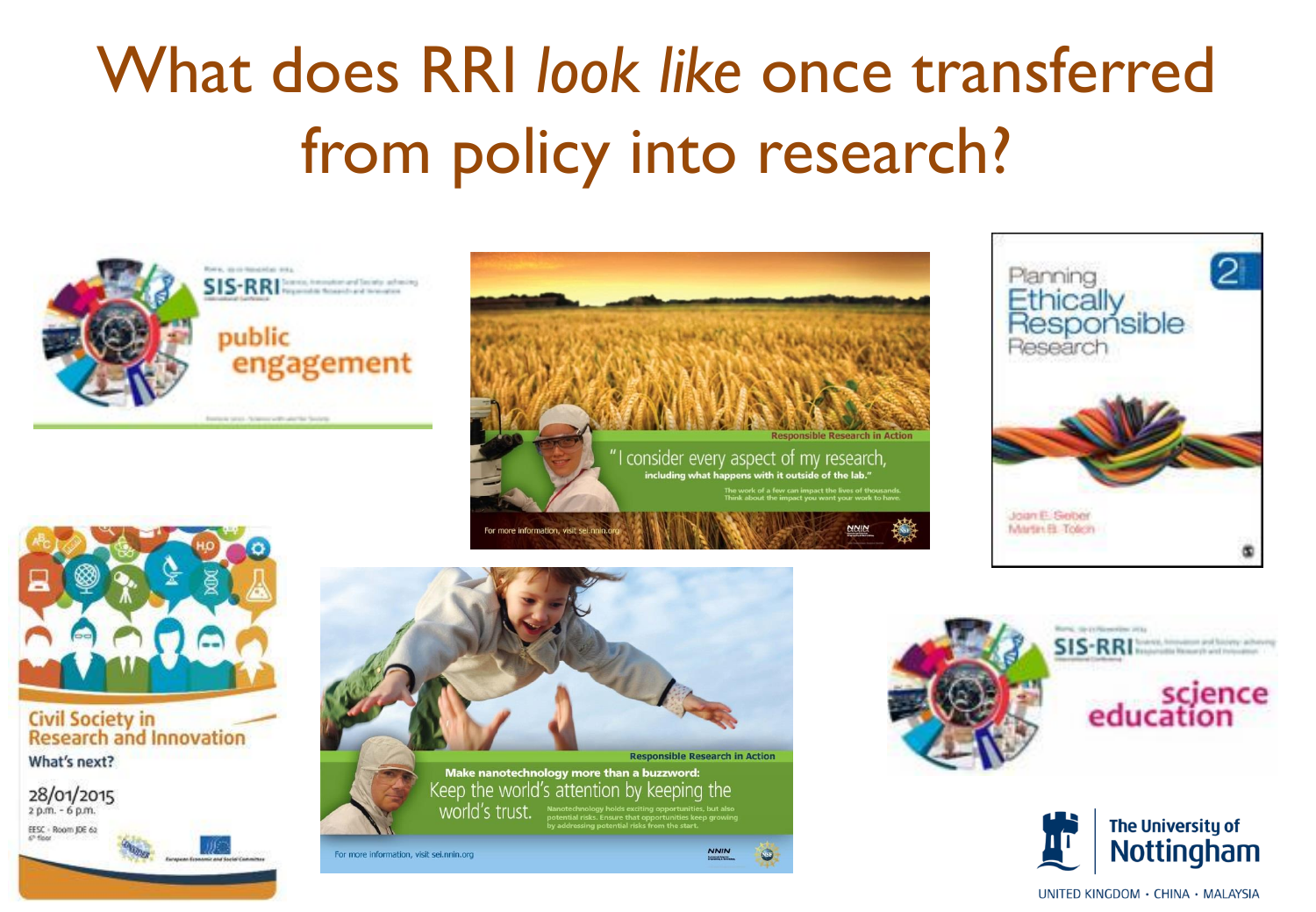# What does RRI *look like* once transferred from policy into research?

SIS-RRI

public engagement

Responsible Research in Action

"I consider every aspect of my research, including what happens with it outside of the lab."

The work of a few can impact the lives of thousands. Think about the impact you want your work to have.

For more information, visit sei.nnin.org

Planning Ethically Responsible Research 2

Joan E. Sieber
Martin B. Tolich

Civil Society in Research and Innovation

What's next?

28/01/2015

2 p.m. - 6 p.m.

EESC - Room JDE 62
6th floor

European Economic and Social Committee

Responsible Research in Action

Make nanotechnology more than a buzzword:

Keep the world's attention by keeping the world's trust.

Nanotechnology holds exciting opportunities, but also potential risks. Ensure that opportunities keep growing by addressing potential risks from the start.

For more information, visit sei.nnin.org

SIS-RRI

science education

The University of Nottingham

UNITED KINGDOM · CHINA · MALAYSIA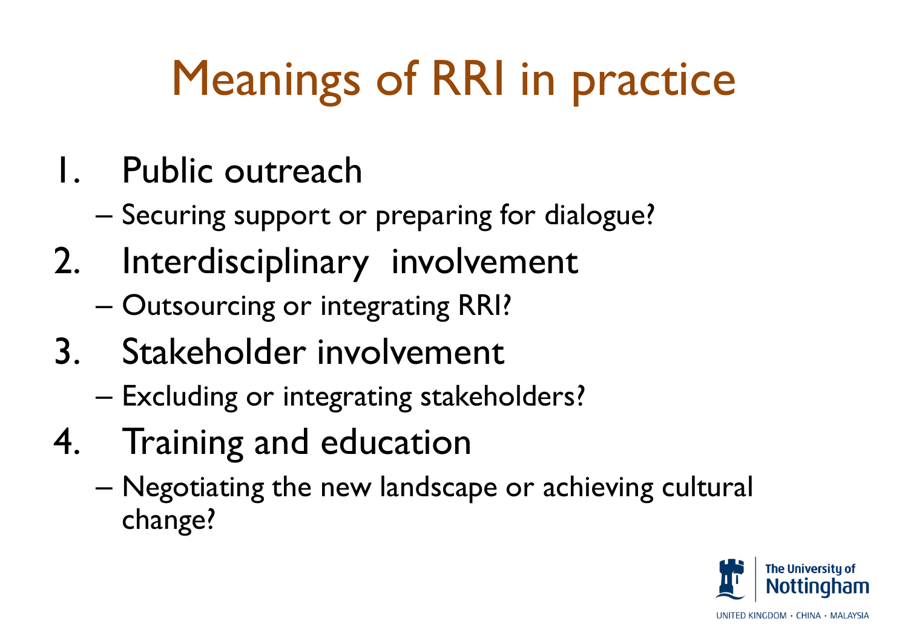# Meanings of RRI in practice

1. Public outreach
   – Securing support or preparing for dialogue?
2. Interdisciplinary involvement
   – Outsourcing or integrating RRI?
3. Stakeholder involvement
   – Excluding or integrating stakeholders?
4. Training and education
   – Negotiating the new landscape or achieving cultural change?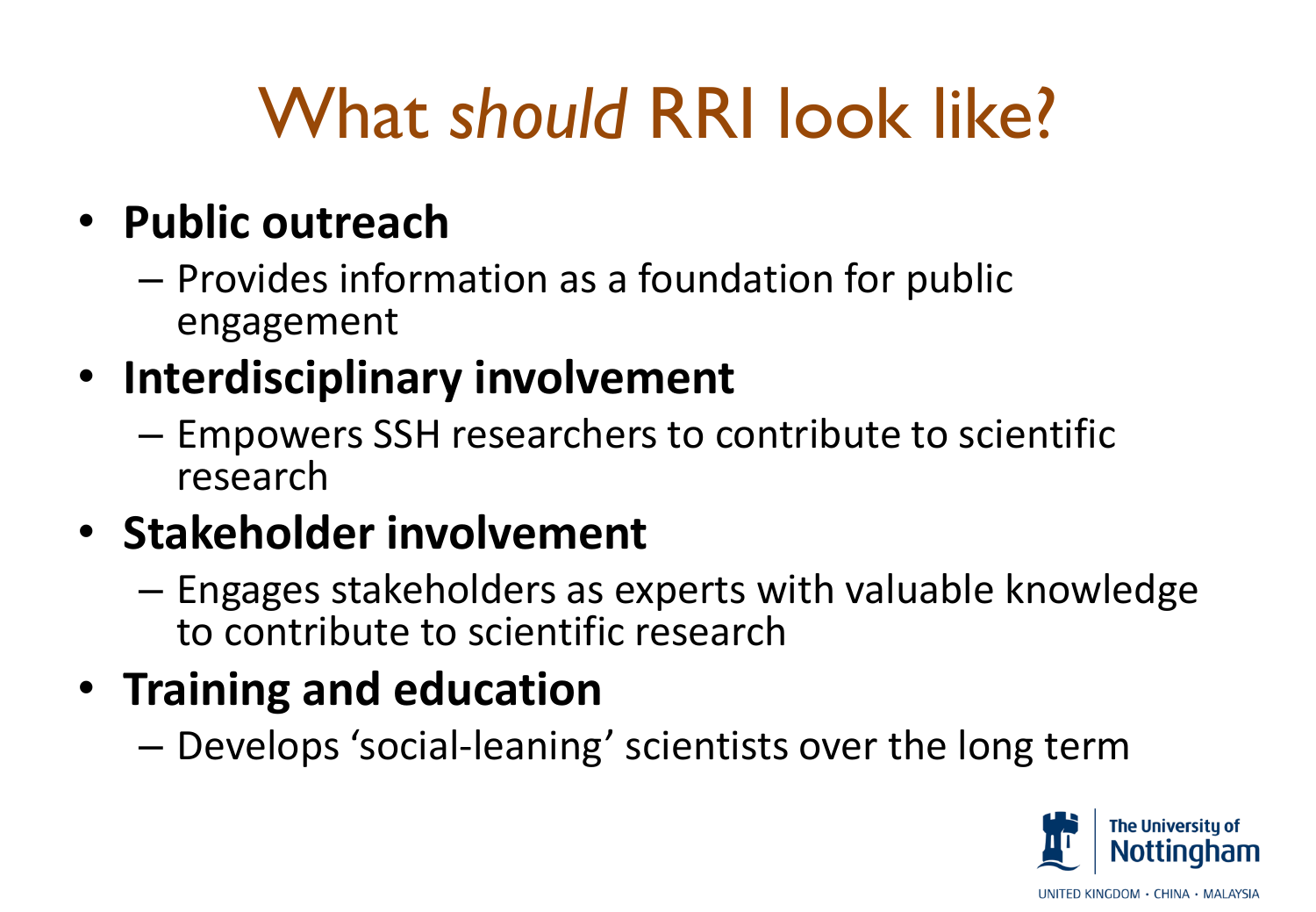# What *should* RRI look like?

- **Public outreach**
  - Provides information as a foundation for public engagement
- **Interdisciplinary involvement**
  - Empowers SSH researchers to contribute to scientific research
- **Stakeholder involvement**
  - Engages stakeholders as experts with valuable knowledge to contribute to scientific research
- **Training and education**
  - Develops 'social-leaning' scientists over the long term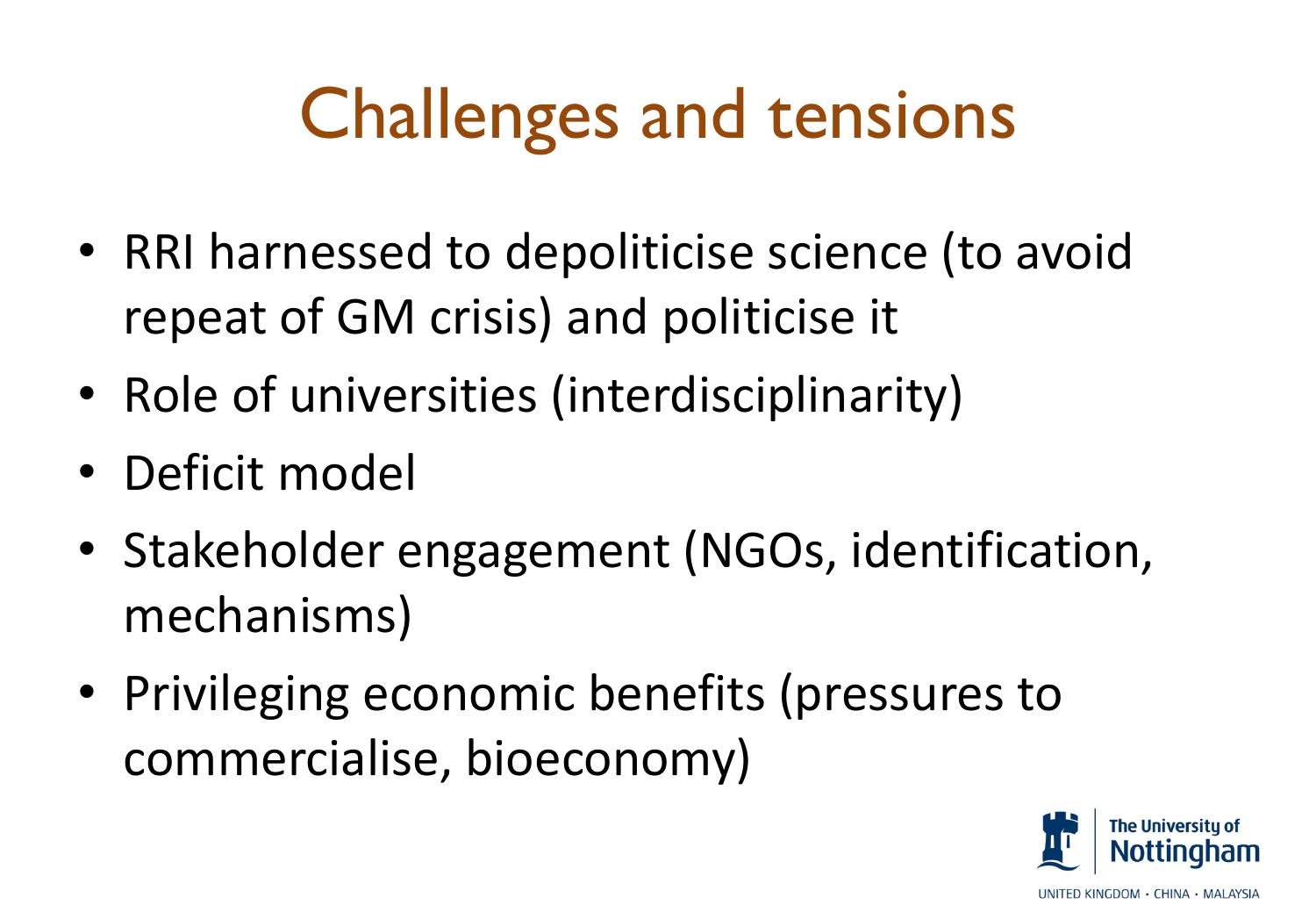# Challenges and tensions

- RRI harnessed to depoliticise science (to avoid repeat of GM crisis) and politicise it
- Role of universities (interdisciplinarity)
- Deficit model
- Stakeholder engagement (NGOs, identification, mechanisms)
- Privileging economic benefits (pressures to commercialise, bioeconomy)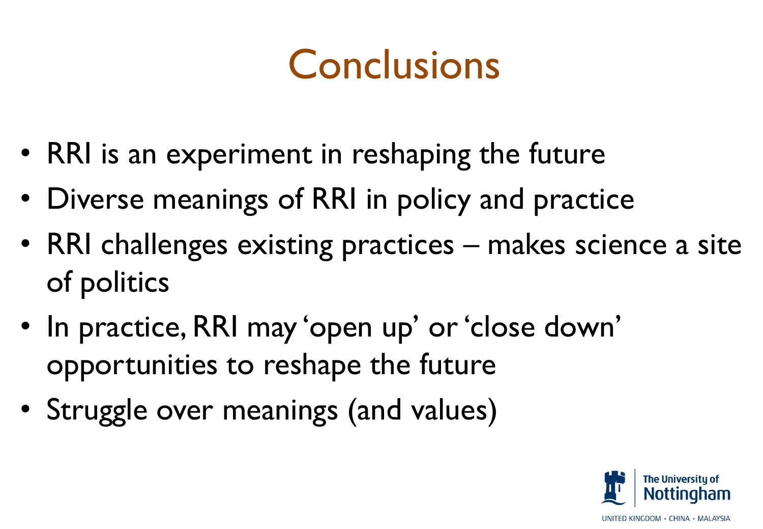# Conclusions

- RRI is an experiment in reshaping the future
- Diverse meanings of RRI in policy and practice
- RRI challenges existing practices – makes science a site of politics
- In practice, RRI may 'open up' or 'close down' opportunities to reshape the future
- Struggle over meanings (and values)